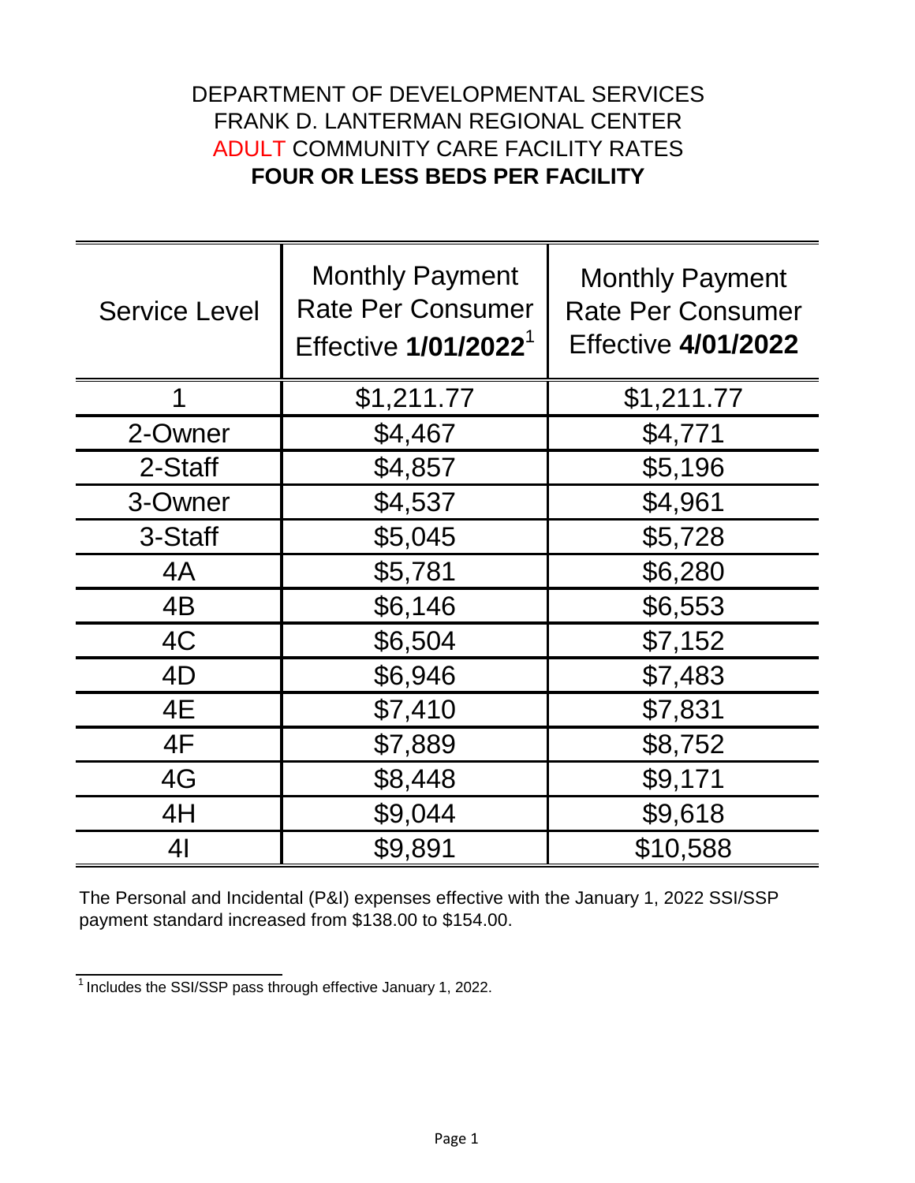DEPARTMENT OF DEVELOPMENTAL SERVICES
FRANK D. LANTERMAN REGIONAL CENTER
ADULT COMMUNITY CARE FACILITY RATES
**FOUR OR LESS BEDS PER FACILITY**

| Service Level | Monthly Payment Rate Per Consumer Effective **1/01/2022**[1] | Monthly Payment Rate Per Consumer Effective **4/01/2022** |
|---|---|---|
| 1 | $1,211.77 | $1,211.77 |
| 2-Owner | $4,467 | $4,771 |
| 2-Staff | $4,857 | $5,196 |
| 3-Owner | $4,537 | $4,961 |
| 3-Staff | $5,045 | $5,728 |
| 4A | $5,781 | $6,280 |
| 4B | $6,146 | $6,553 |
| 4C | $6,504 | $7,152 |
| 4D | $6,946 | $7,483 |
| 4E | $7,410 | $7,831 |
| 4F | $7,889 | $8,752 |
| 4G | $8,448 | $9,171 |
| 4H | $9,044 | $9,618 |
| 4I | $9,891 | $10,588 |

The Personal and Incidental (P&I) expenses effective with the January 1, 2022 SSI/SSP payment standard increased from $138.00 to $154.00.

[1] Includes the SSI/SSP pass through effective January 1, 2022.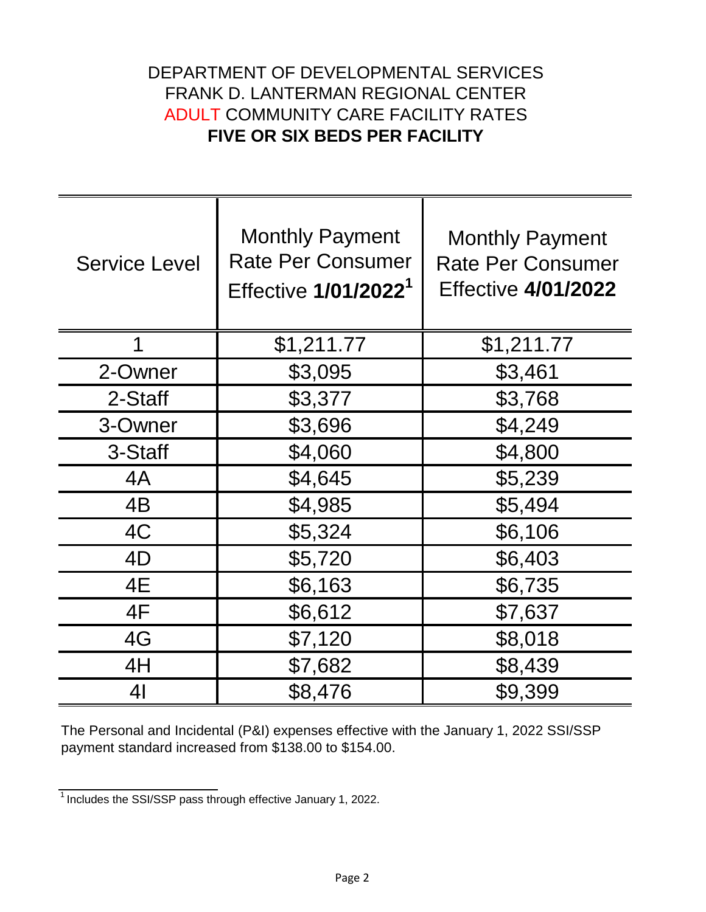DEPARTMENT OF DEVELOPMENTAL SERVICES
FRANK D. LANTERMAN REGIONAL CENTER
ADULT COMMUNITY CARE FACILITY RATES
**FIVE OR SIX BEDS PER FACILITY**

| Service Level | Monthly Payment Rate Per Consumer Effective **1/01/2022**[1] | Monthly Payment Rate Per Consumer Effective **4/01/2022** |
|---|---|---|
| 1 | $1,211.77 | $1,211.77 |
| 2-Owner | $3,095 | $3,461 |
| 2-Staff | $3,377 | $3,768 |
| 3-Owner | $3,696 | $4,249 |
| 3-Staff | $4,060 | $4,800 |
| 4A | $4,645 | $5,239 |
| 4B | $4,985 | $5,494 |
| 4C | $5,324 | $6,106 |
| 4D | $5,720 | $6,403 |
| 4E | $6,163 | $6,735 |
| 4F | $6,612 | $7,637 |
| 4G | $7,120 | $8,018 |
| 4H | $7,682 | $8,439 |
| 4I | $8,476 | $9,399 |

The Personal and Incidental (P&I) expenses effective with the January 1, 2022 SSI/SSP payment standard increased from $138.00 to $154.00.

[1] Includes the SSI/SSP pass through effective January 1, 2022.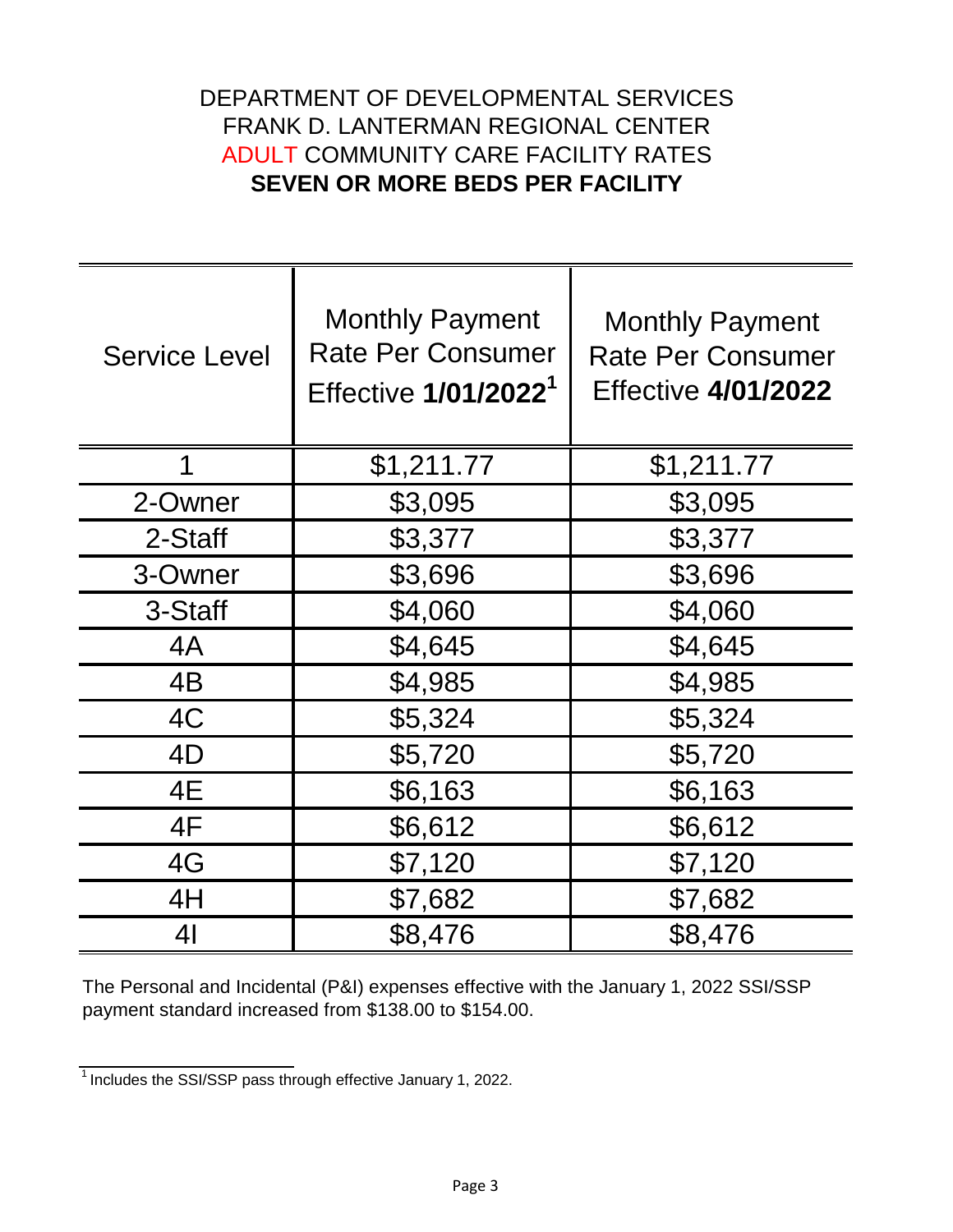# DEPARTMENT OF DEVELOPMENTAL SERVICES
# FRANK D. LANTERMAN REGIONAL CENTER
# ADULT COMMUNITY CARE FACILITY RATES
# **SEVEN OR MORE BEDS PER FACILITY**

| Service Level | Monthly Payment Rate Per Consumer Effective **1/01/2022**[1] | Monthly Payment Rate Per Consumer Effective **4/01/2022** |
|---|---|---|
| 1 | $1,211.77 | $1,211.77 |
| 2-Owner | $3,095 | $3,095 |
| 2-Staff | $3,377 | $3,377 |
| 3-Owner | $3,696 | $3,696 |
| 3-Staff | $4,060 | $4,060 |
| 4A | $4,645 | $4,645 |
| 4B | $4,985 | $4,985 |
| 4C | $5,324 | $5,324 |
| 4D | $5,720 | $5,720 |
| 4E | $6,163 | $6,163 |
| 4F | $6,612 | $6,612 |
| 4G | $7,120 | $7,120 |
| 4H | $7,682 | $7,682 |
| 4I | $8,476 | $8,476 |

The Personal and Incidental (P&I) expenses effective with the January 1, 2022 SSI/SSP payment standard increased from $138.00 to $154.00.

[1] Includes the SSI/SSP pass through effective January 1, 2022.